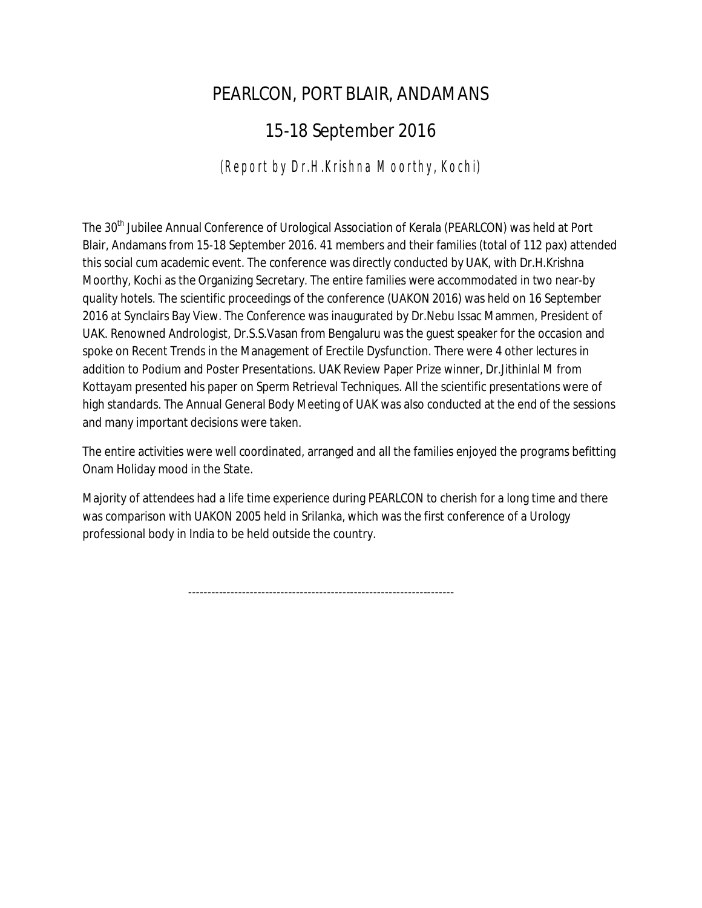# PEARLCON, PORT BLAIR, ANDAMANS

## 15-18 September 2016

*(Report by Dr.H.Krishna Moorthy, Kochi)*

The 30th Jubilee Annual Conference of Urological Association of Kerala (PEARLCON) was held at Port Blair, Andamans from 15-18 September 2016. 41 members and their families (total of 112 pax) attended this social cum academic event. The conference was directly conducted by UAK, with Dr.H.Krishna Moorthy, Kochi as the Organizing Secretary. The entire families were accommodated in two near-by quality hotels. The scientific proceedings of the conference (UAKON 2016) was held on 16 September 2016 at Synclairs Bay View. The Conference was inaugurated by Dr.Nebu Issac Mammen, President of UAK. Renowned Andrologist, Dr.S.S.Vasan from Bengaluru was the guest speaker for the occasion and spoke on Recent Trends in the Management of Erectile Dysfunction. There were 4 other lectures in addition to Podium and Poster Presentations. UAK Review Paper Prize winner, Dr.Jithinlal M from Kottayam presented his paper on Sperm Retrieval Techniques. All the scientific presentations were of high standards. The Annual General Body Meeting of UAK was also conducted at the end of the sessions and many important decisions were taken.

The entire activities were well coordinated, arranged and all the families enjoyed the programs befitting Onam Holiday mood in the State.

Majority of attendees had a life time experience during PEARLCON to cherish for a long time and there was comparison with UAKON 2005 held in Srilanka, which was the first conference of a Urology professional body in India to be held outside the country.

---